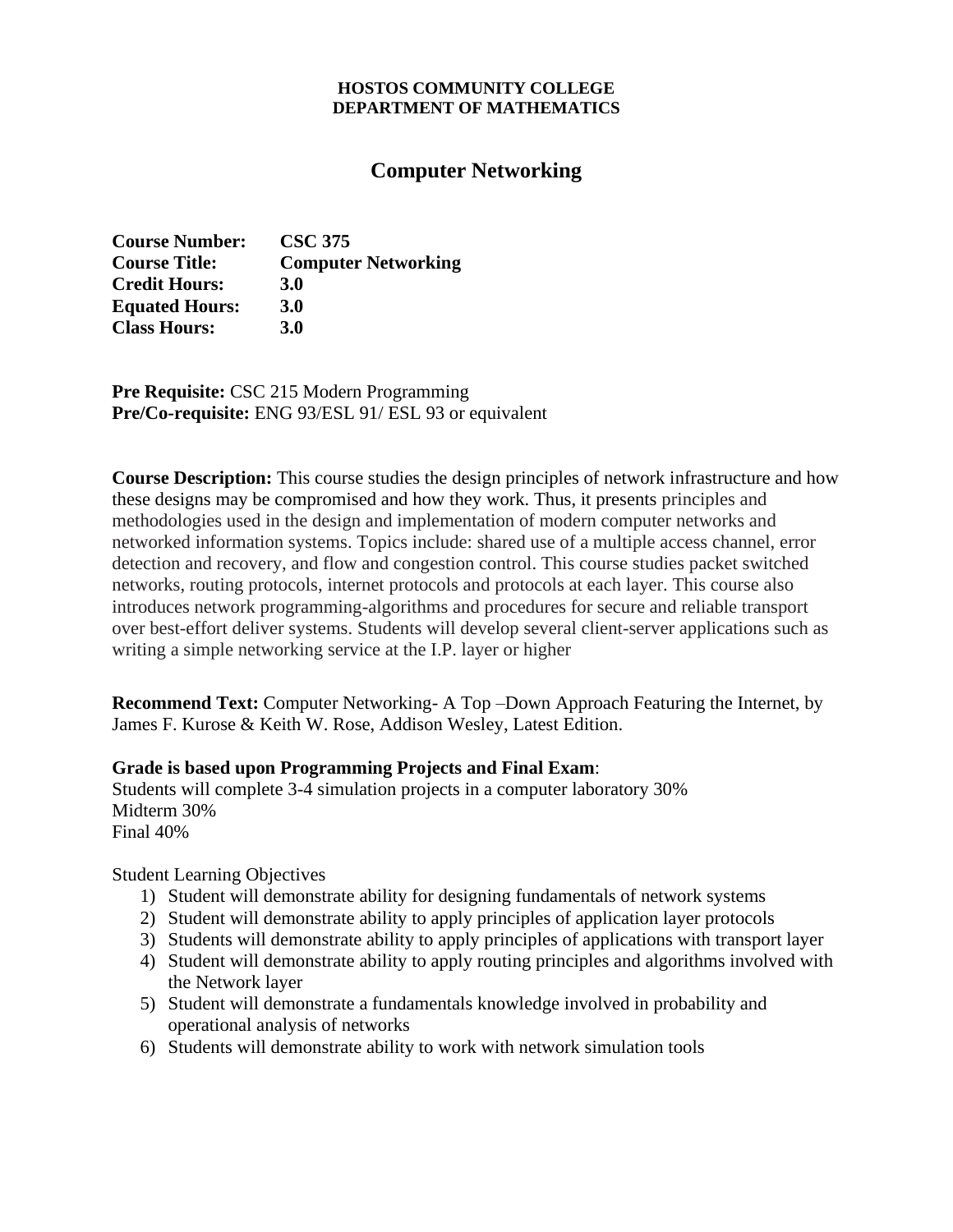**HOSTOS COMMUNITY COLLEGE**
**DEPARTMENT OF MATHEMATICS**

# Computer Networking

**Course Number:** **CSC 375**
**Course Title:** **Computer Networking**
**Credit Hours:** **3.0**
**Equated Hours:** **3.0**
**Class Hours:** **3.0**

**Pre Requisite:** CSC 215 Modern Programming
**Pre/Co-requisite:** ENG 93/ESL 91/ ESL 93 or equivalent

**Course Description:** This course studies the design principles of network infrastructure and how these designs may be compromised and how they work. Thus, it presents principles and methodologies used in the design and implementation of modern computer networks and networked information systems. Topics include: shared use of a multiple access channel, error detection and recovery, and flow and congestion control. This course studies packet switched networks, routing protocols, internet protocols and protocols at each layer. This course also introduces network programming-algorithms and procedures for secure and reliable transport over best-effort deliver systems. Students will develop several client-server applications such as writing a simple networking service at the I.P. layer or higher

**Recommend Text:** Computer Networking- A Top –Down Approach Featuring the Internet, by James F. Kurose & Keith W. Rose, Addison Wesley, Latest Edition.

**Grade is based upon Programming Projects and Final Exam**:
Students will complete 3-4 simulation projects in a computer laboratory 30%
Midterm 30%
Final 40%

Student Learning Objectives

1) Student will demonstrate ability for designing fundamentals of network systems
2) Student will demonstrate ability to apply principles of application layer protocols
3) Students will demonstrate ability to apply principles of applications with transport layer
4) Student will demonstrate ability to apply routing principles and algorithms involved with the Network layer
5) Student will demonstrate a fundamentals knowledge involved in probability and operational analysis of networks
6) Students will demonstrate ability to work with network simulation tools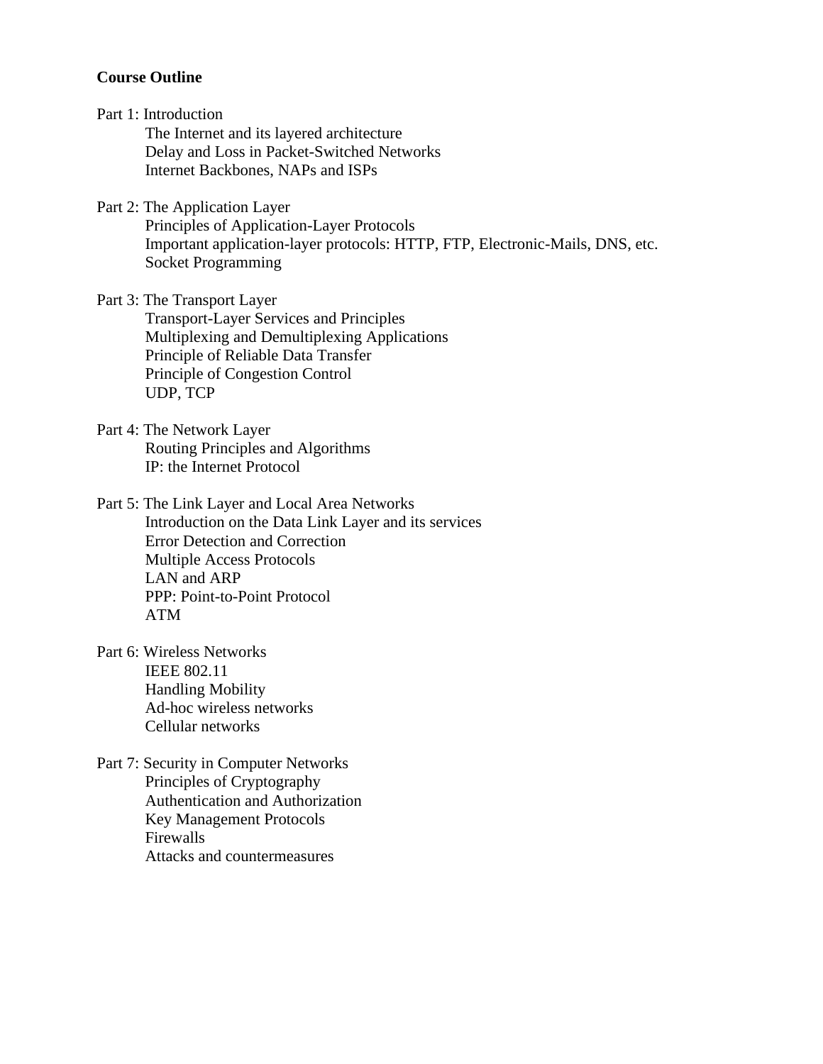**Course Outline**

Part 1: Introduction

- The Internet and its layered architecture
- Delay and Loss in Packet-Switched Networks
- Internet Backbones, NAPs and ISPs

Part 2: The Application Layer

- Principles of Application-Layer Protocols
- Important application-layer protocols: HTTP, FTP, Electronic-Mails, DNS, etc.
- Socket Programming

Part 3: The Transport Layer

- Transport-Layer Services and Principles
- Multiplexing and Demultiplexing Applications
- Principle of Reliable Data Transfer
- Principle of Congestion Control
- UDP, TCP

Part 4: The Network Layer

- Routing Principles and Algorithms
- IP: the Internet Protocol

Part 5: The Link Layer and Local Area Networks

- Introduction on the Data Link Layer and its services
- Error Detection and Correction
- Multiple Access Protocols
- LAN and ARP
- PPP: Point-to-Point Protocol
- ATM

Part 6: Wireless Networks

- IEEE 802.11
- Handling Mobility
- Ad-hoc wireless networks
- Cellular networks

Part 7: Security in Computer Networks

- Principles of Cryptography
- Authentication and Authorization
- Key Management Protocols
- Firewalls
- Attacks and countermeasures